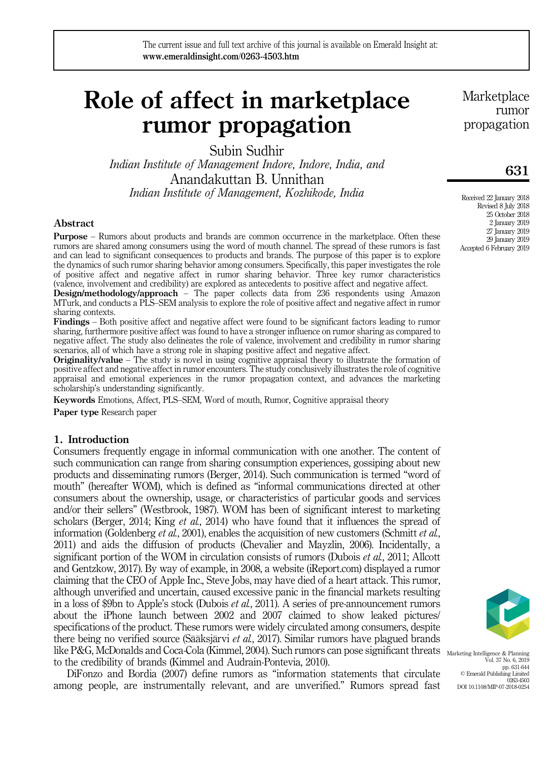The current issue and full text archive of this journal is available on Emerald Insight at: **www.emeraldinsight.com/0263-4503.htm**

# Role of affect in marketplace rumor propagation

Subin Sudhir
*Indian Institute of Management Indore, Indore, India, and*
Anandakuttan B. Unnithan
*Indian Institute of Management, Kozhikode, India*

Received 22 January 2018
Revised 8 July 2018
25 October 2018
2 January 2019
27 January 2019
29 January 2019
Accepted 6 February 2019

## Abstract

**Purpose** – Rumors about products and brands are common occurrence in the marketplace. Often these rumors are shared among consumers using the word of mouth channel. The spread of these rumors is fast and can lead to significant consequences to products and brands. The purpose of this paper is to explore the dynamics of such rumor sharing behavior among consumers. Specifically, this paper investigates the role of positive affect and negative affect in rumor sharing behavior. Three key rumor characteristics (valence, involvement and credibility) are explored as antecedents to positive affect and negative affect.

**Design/methodology/approach** – The paper collects data from 236 respondents using Amazon MTurk, and conducts a PLS–SEM analysis to explore the role of positive affect and negative affect in rumor sharing contexts.

**Findings** – Both positive affect and negative affect were found to be significant factors leading to rumor sharing, furthermore positive affect was found to have a stronger influence on rumor sharing as compared to negative affect. The study also delineates the role of valence, involvement and credibility in rumor sharing scenarios, all of which have a strong role in shaping positive affect and negative affect.

**Originality/value** – The study is novel in using cognitive appraisal theory to illustrate the formation of positive affect and negative affect in rumor encounters. The study conclusively illustrates the role of cognitive appraisal and emotional experiences in the rumor propagation context, and advances the marketing scholarship's understanding significantly.

**Keywords** Emotions, Affect, PLS–SEM, Word of mouth, Rumor, Cognitive appraisal theory

**Paper type** Research paper

## 1. Introduction

Consumers frequently engage in informal communication with one another. The content of such communication can range from sharing consumption experiences, gossiping about new products and disseminating rumors (Berger, 2014). Such communication is termed "word of mouth" (hereafter WOM), which is defined as "informal communications directed at other consumers about the ownership, usage, or characteristics of particular goods and services and/or their sellers" (Westbrook, 1987). WOM has been of significant interest to marketing scholars (Berger, 2014; King *et al.*, 2014) who have found that it influences the spread of information (Goldenberg *et al.*, 2001), enables the acquisition of new customers (Schmitt *et al.*, 2011) and aids the diffusion of products (Chevalier and Mayzlin, 2006). Incidentally, a significant portion of the WOM in circulation consists of rumors (Dubois *et al.*, 2011; Allcott and Gentzkow, 2017). By way of example, in 2008, a website (iReport.com) displayed a rumor claiming that the CEO of Apple Inc., Steve Jobs, may have died of a heart attack. This rumor, although unverified and uncertain, caused excessive panic in the financial markets resulting in a loss of \$9bn to Apple's stock (Dubois *et al.*, 2011). A series of pre-announcement rumors about the iPhone launch between 2002 and 2007 claimed to show leaked pictures/specifications of the product. These rumors were widely circulated among consumers, despite there being no verified source (Sääksjärvi *et al.*, 2017). Similar rumors have plagued brands like P&G, McDonalds and Coca-Cola (Kimmel, 2004). Such rumors can pose significant threats to the credibility of brands (Kimmel and Audrain-Pontevia, 2010).

DiFonzo and Bordia (2007) define rumors as "information statements that circulate among people, are instrumentally relevant, and are unverified." Rumors spread fast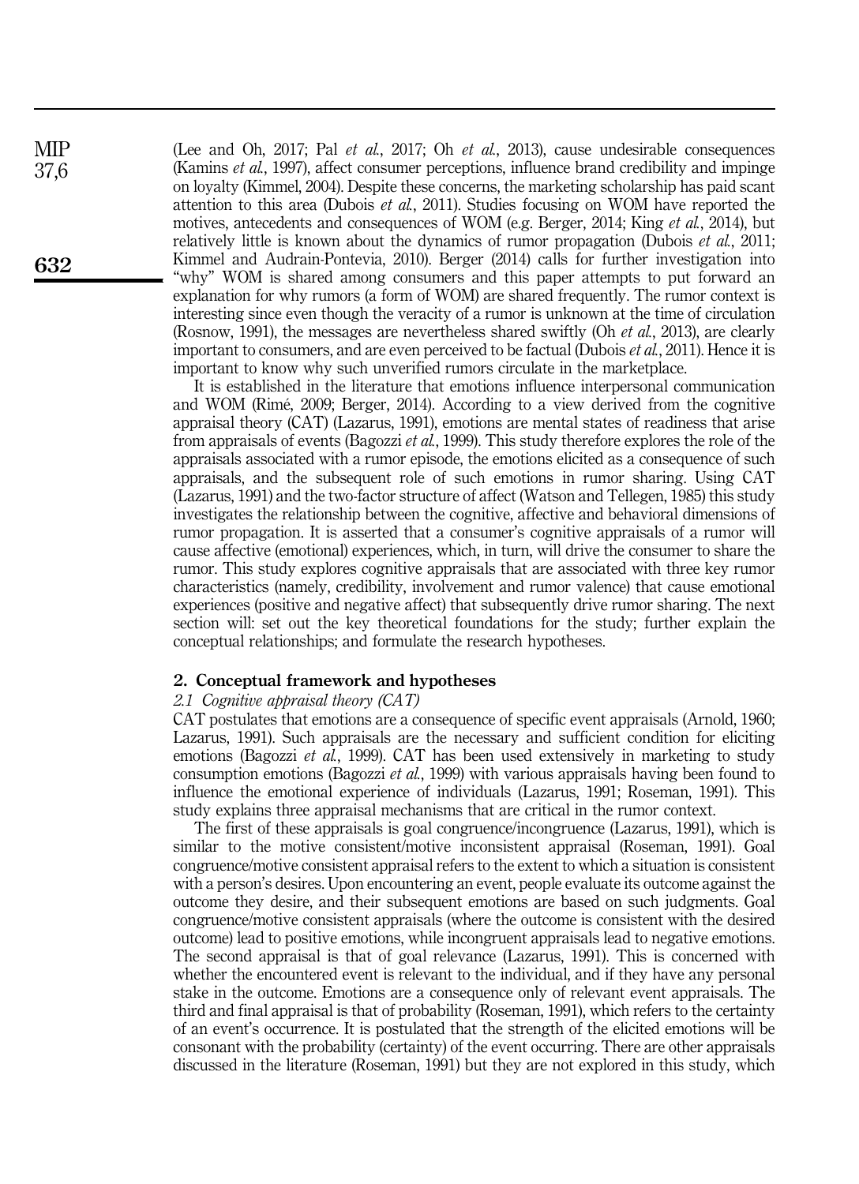(Lee and Oh, 2017; Pal *et al.*, 2017; Oh *et al.*, 2013), cause undesirable consequences (Kamins *et al.*, 1997), affect consumer perceptions, influence brand credibility and impinge on loyalty (Kimmel, 2004). Despite these concerns, the marketing scholarship has paid scant attention to this area (Dubois *et al.*, 2011). Studies focusing on WOM have reported the motives, antecedents and consequences of WOM (e.g. Berger, 2014; King *et al.*, 2014), but relatively little is known about the dynamics of rumor propagation (Dubois *et al.*, 2011; Kimmel and Audrain-Pontevia, 2010). Berger (2014) calls for further investigation into "why" WOM is shared among consumers and this paper attempts to put forward an explanation for why rumors (a form of WOM) are shared frequently. The rumor context is interesting since even though the veracity of a rumor is unknown at the time of circulation (Rosnow, 1991), the messages are nevertheless shared swiftly (Oh *et al.*, 2013), are clearly important to consumers, and are even perceived to be factual (Dubois *et al.*, 2011). Hence it is important to know why such unverified rumors circulate in the marketplace.

It is established in the literature that emotions influence interpersonal communication and WOM (Rimé, 2009; Berger, 2014). According to a view derived from the cognitive appraisal theory (CAT) (Lazarus, 1991), emotions are mental states of readiness that arise from appraisals of events (Bagozzi *et al.*, 1999). This study therefore explores the role of the appraisals associated with a rumor episode, the emotions elicited as a consequence of such appraisals, and the subsequent role of such emotions in rumor sharing. Using CAT (Lazarus, 1991) and the two-factor structure of affect (Watson and Tellegen, 1985) this study investigates the relationship between the cognitive, affective and behavioral dimensions of rumor propagation. It is asserted that a consumer's cognitive appraisals of a rumor will cause affective (emotional) experiences, which, in turn, will drive the consumer to share the rumor. This study explores cognitive appraisals that are associated with three key rumor characteristics (namely, credibility, involvement and rumor valence) that cause emotional experiences (positive and negative affect) that subsequently drive rumor sharing. The next section will: set out the key theoretical foundations for the study; further explain the conceptual relationships; and formulate the research hypotheses.

## 2. Conceptual framework and hypotheses

### *2.1 Cognitive appraisal theory (CAT)*

CAT postulates that emotions are a consequence of specific event appraisals (Arnold, 1960; Lazarus, 1991). Such appraisals are the necessary and sufficient condition for eliciting emotions (Bagozzi *et al.*, 1999). CAT has been used extensively in marketing to study consumption emotions (Bagozzi *et al.*, 1999) with various appraisals having been found to influence the emotional experience of individuals (Lazarus, 1991; Roseman, 1991). This study explains three appraisal mechanisms that are critical in the rumor context.

The first of these appraisals is goal congruence/incongruence (Lazarus, 1991), which is similar to the motive consistent/motive inconsistent appraisal (Roseman, 1991). Goal congruence/motive consistent appraisal refers to the extent to which a situation is consistent with a person's desires. Upon encountering an event, people evaluate its outcome against the outcome they desire, and their subsequent emotions are based on such judgments. Goal congruence/motive consistent appraisals (where the outcome is consistent with the desired outcome) lead to positive emotions, while incongruent appraisals lead to negative emotions. The second appraisal is that of goal relevance (Lazarus, 1991). This is concerned with whether the encountered event is relevant to the individual, and if they have any personal stake in the outcome. Emotions are a consequence only of relevant event appraisals. The third and final appraisal is that of probability (Roseman, 1991), which refers to the certainty of an event's occurrence. It is postulated that the strength of the elicited emotions will be consonant with the probability (certainty) of the event occurring. There are other appraisals discussed in the literature (Roseman, 1991) but they are not explored in this study, which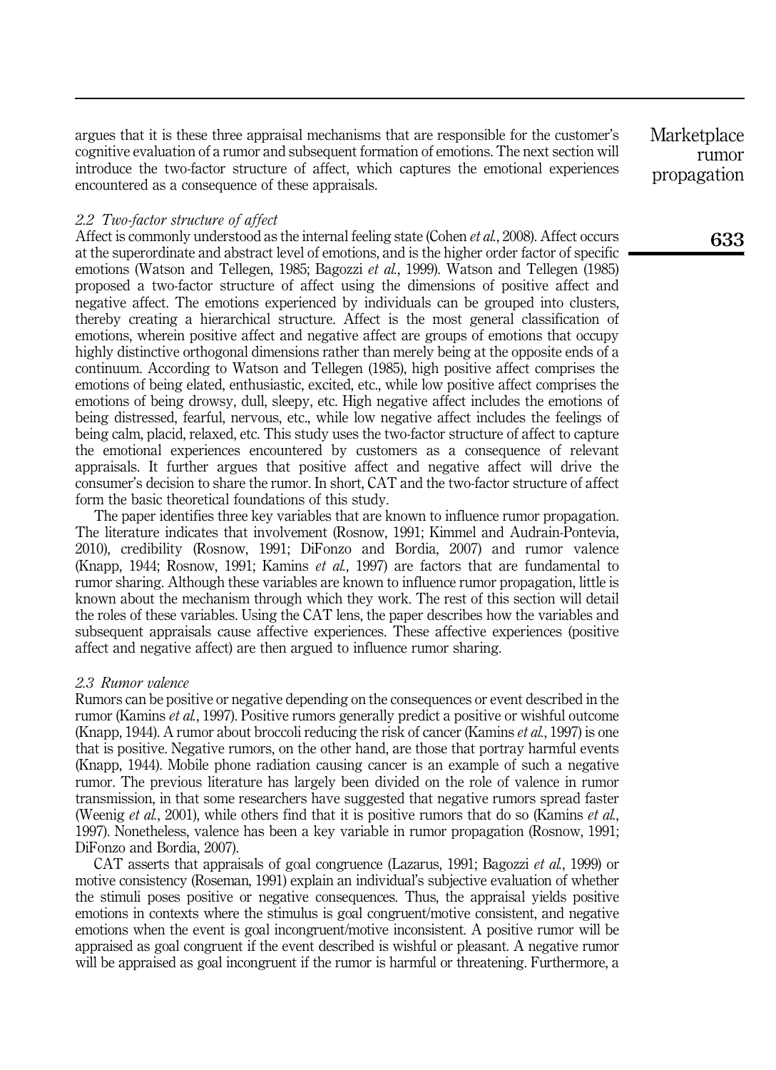argues that it is these three appraisal mechanisms that are responsible for the customer's cognitive evaluation of a rumor and subsequent formation of emotions. The next section will introduce the two-factor structure of affect, which captures the emotional experiences encountered as a consequence of these appraisals.

### *2.2 Two-factor structure of affect*

Affect is commonly understood as the internal feeling state (Cohen *et al.*, 2008). Affect occurs at the superordinate and abstract level of emotions, and is the higher order factor of specific emotions (Watson and Tellegen, 1985; Bagozzi *et al.*, 1999). Watson and Tellegen (1985) proposed a two-factor structure of affect using the dimensions of positive affect and negative affect. The emotions experienced by individuals can be grouped into clusters, thereby creating a hierarchical structure. Affect is the most general classification of emotions, wherein positive affect and negative affect are groups of emotions that occupy highly distinctive orthogonal dimensions rather than merely being at the opposite ends of a continuum. According to Watson and Tellegen (1985), high positive affect comprises the emotions of being elated, enthusiastic, excited, etc., while low positive affect comprises the emotions of being drowsy, dull, sleepy, etc. High negative affect includes the emotions of being distressed, fearful, nervous, etc., while low negative affect includes the feelings of being calm, placid, relaxed, etc. This study uses the two-factor structure of affect to capture the emotional experiences encountered by customers as a consequence of relevant appraisals. It further argues that positive affect and negative affect will drive the consumer's decision to share the rumor. In short, CAT and the two-factor structure of affect form the basic theoretical foundations of this study.

The paper identifies three key variables that are known to influence rumor propagation. The literature indicates that involvement (Rosnow, 1991; Kimmel and Audrain-Pontevia, 2010), credibility (Rosnow, 1991; DiFonzo and Bordia, 2007) and rumor valence (Knapp, 1944; Rosnow, 1991; Kamins *et al.*, 1997) are factors that are fundamental to rumor sharing. Although these variables are known to influence rumor propagation, little is known about the mechanism through which they work. The rest of this section will detail the roles of these variables. Using the CAT lens, the paper describes how the variables and subsequent appraisals cause affective experiences. These affective experiences (positive affect and negative affect) are then argued to influence rumor sharing.

### *2.3 Rumor valence*

Rumors can be positive or negative depending on the consequences or event described in the rumor (Kamins *et al.*, 1997). Positive rumors generally predict a positive or wishful outcome (Knapp, 1944). A rumor about broccoli reducing the risk of cancer (Kamins *et al.*, 1997) is one that is positive. Negative rumors, on the other hand, are those that portray harmful events (Knapp, 1944). Mobile phone radiation causing cancer is an example of such a negative rumor. The previous literature has largely been divided on the role of valence in rumor transmission, in that some researchers have suggested that negative rumors spread faster (Weenig *et al.*, 2001), while others find that it is positive rumors that do so (Kamins *et al.*, 1997). Nonetheless, valence has been a key variable in rumor propagation (Rosnow, 1991; DiFonzo and Bordia, 2007).

CAT asserts that appraisals of goal congruence (Lazarus, 1991; Bagozzi *et al.*, 1999) or motive consistency (Roseman, 1991) explain an individual's subjective evaluation of whether the stimuli poses positive or negative consequences. Thus, the appraisal yields positive emotions in contexts where the stimulus is goal congruent/motive consistent, and negative emotions when the event is goal incongruent/motive inconsistent. A positive rumor will be appraised as goal congruent if the event described is wishful or pleasant. A negative rumor will be appraised as goal incongruent if the rumor is harmful or threatening. Furthermore, a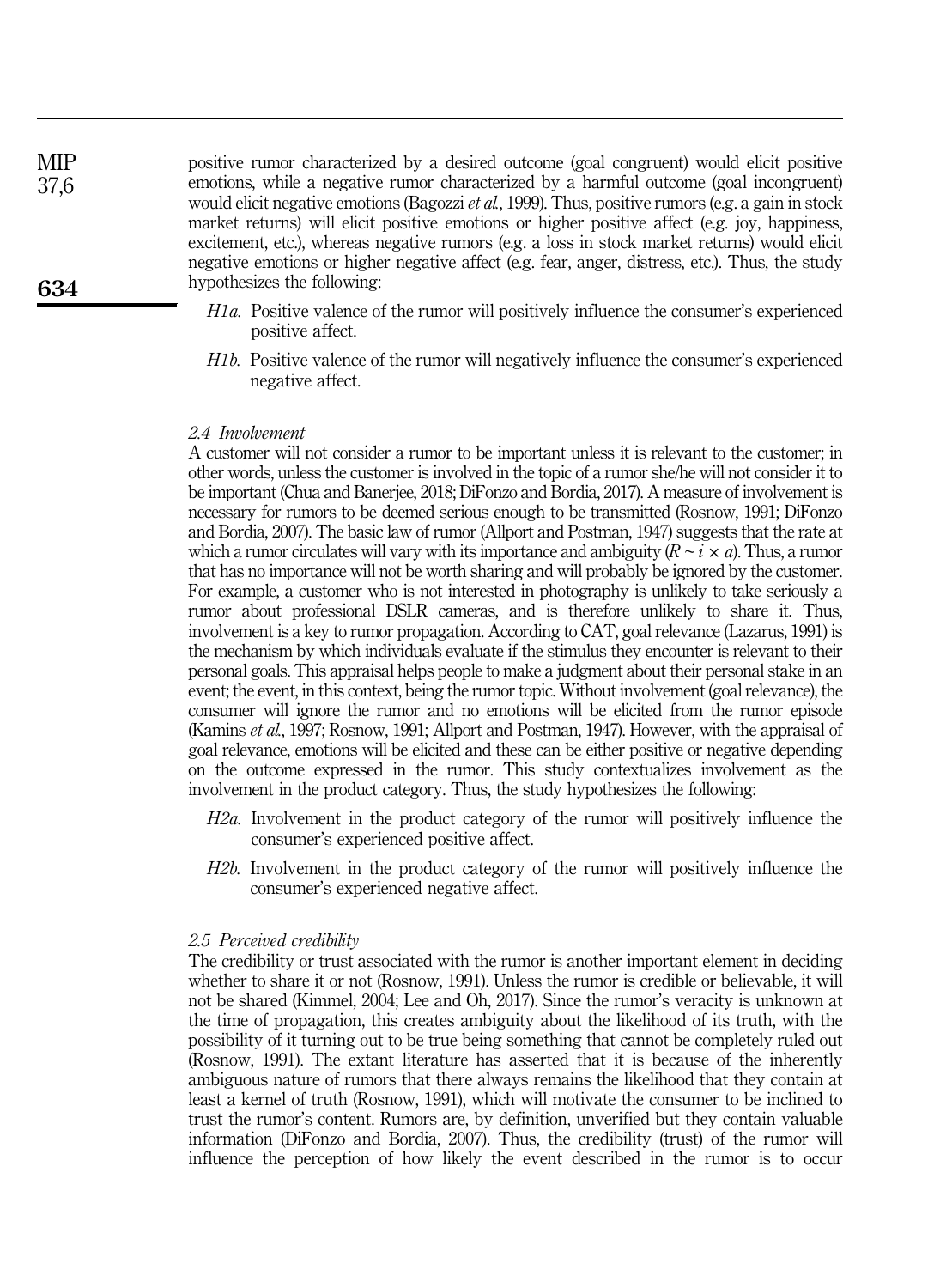positive rumor characterized by a desired outcome (goal congruent) would elicit positive emotions, while a negative rumor characterized by a harmful outcome (goal incongruent) would elicit negative emotions (Bagozzi *et al.*, 1999). Thus, positive rumors (e.g. a gain in stock market returns) will elicit positive emotions or higher positive affect (e.g. joy, happiness, excitement, etc.), whereas negative rumors (e.g. a loss in stock market returns) would elicit negative emotions or higher negative affect (e.g. fear, anger, distress, etc.). Thus, the study hypothesizes the following:

*H1a.* Positive valence of the rumor will positively influence the consumer's experienced positive affect.

*H1b.* Positive valence of the rumor will negatively influence the consumer's experienced negative affect.

### 2.4 Involvement

A customer will not consider a rumor to be important unless it is relevant to the customer; in other words, unless the customer is involved in the topic of a rumor she/he will not consider it to be important (Chua and Banerjee, 2018; DiFonzo and Bordia, 2017). A measure of involvement is necessary for rumors to be deemed serious enough to be transmitted (Rosnow, 1991; DiFonzo and Bordia, 2007). The basic law of rumor (Allport and Postman, 1947) suggests that the rate at which a rumor circulates will vary with its importance and ambiguity ($R \sim i \times a$). Thus, a rumor that has no importance will not be worth sharing and will probably be ignored by the customer. For example, a customer who is not interested in photography is unlikely to take seriously a rumor about professional DSLR cameras, and is therefore unlikely to share it. Thus, involvement is a key to rumor propagation. According to CAT, goal relevance (Lazarus, 1991) is the mechanism by which individuals evaluate if the stimulus they encounter is relevant to their personal goals. This appraisal helps people to make a judgment about their personal stake in an event; the event, in this context, being the rumor topic. Without involvement (goal relevance), the consumer will ignore the rumor and no emotions will be elicited from the rumor episode (Kamins *et al.*, 1997; Rosnow, 1991; Allport and Postman, 1947). However, with the appraisal of goal relevance, emotions will be elicited and these can be either positive or negative depending on the outcome expressed in the rumor. This study contextualizes involvement as the involvement in the product category. Thus, the study hypothesizes the following:

*H2a.* Involvement in the product category of the rumor will positively influence the consumer's experienced positive affect.

*H2b.* Involvement in the product category of the rumor will positively influence the consumer's experienced negative affect.

### 2.5 Perceived credibility

The credibility or trust associated with the rumor is another important element in deciding whether to share it or not (Rosnow, 1991). Unless the rumor is credible or believable, it will not be shared (Kimmel, 2004; Lee and Oh, 2017). Since the rumor's veracity is unknown at the time of propagation, this creates ambiguity about the likelihood of its truth, with the possibility of it turning out to be true being something that cannot be completely ruled out (Rosnow, 1991). The extant literature has asserted that it is because of the inherently ambiguous nature of rumors that there always remains the likelihood that they contain at least a kernel of truth (Rosnow, 1991), which will motivate the consumer to be inclined to trust the rumor's content. Rumors are, by definition, unverified but they contain valuable information (DiFonzo and Bordia, 2007). Thus, the credibility (trust) of the rumor will influence the perception of how likely the event described in the rumor is to occur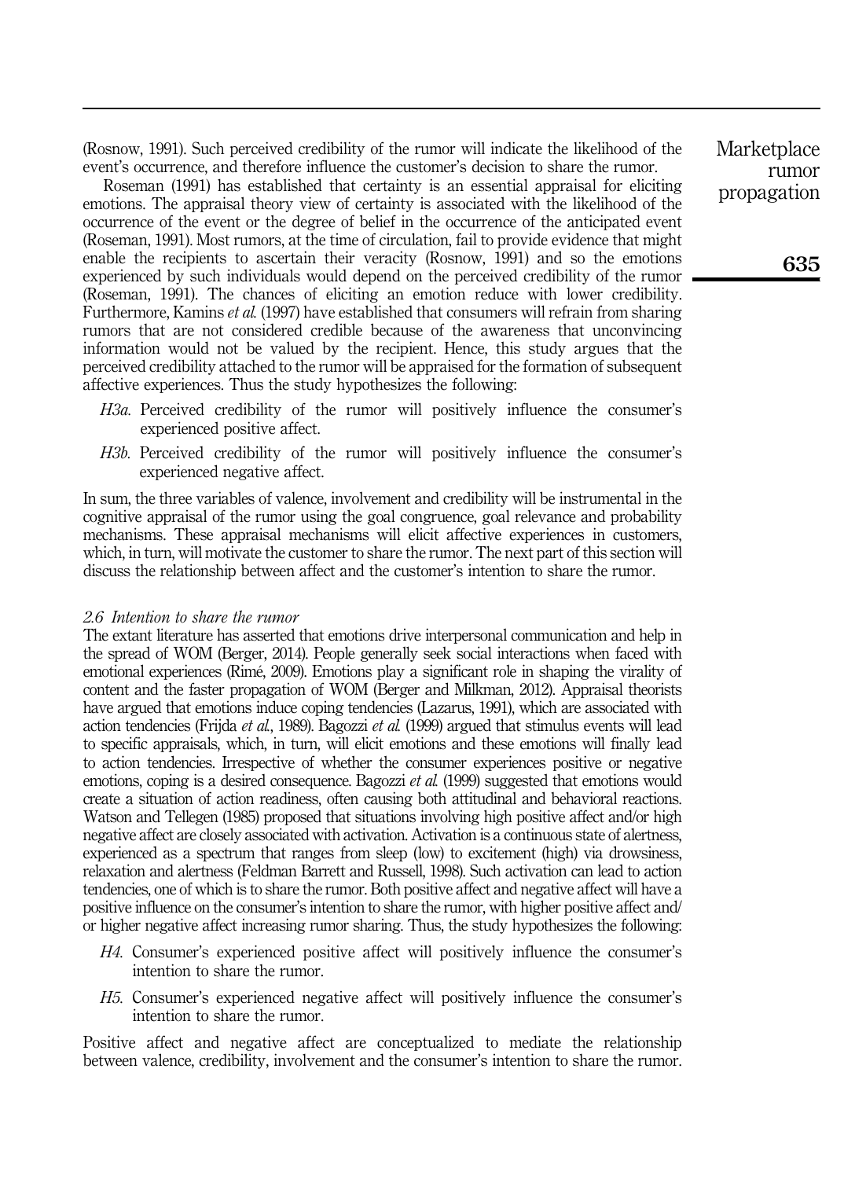(Rosnow, 1991). Such perceived credibility of the rumor will indicate the likelihood of the event's occurrence, and therefore influence the customer's decision to share the rumor.

Roseman (1991) has established that certainty is an essential appraisal for eliciting emotions. The appraisal theory view of certainty is associated with the likelihood of the occurrence of the event or the degree of belief in the occurrence of the anticipated event (Roseman, 1991). Most rumors, at the time of circulation, fail to provide evidence that might enable the recipients to ascertain their veracity (Rosnow, 1991) and so the emotions experienced by such individuals would depend on the perceived credibility of the rumor (Roseman, 1991). The chances of eliciting an emotion reduce with lower credibility. Furthermore, Kamins *et al.* (1997) have established that consumers will refrain from sharing rumors that are not considered credible because of the awareness that unconvincing information would not be valued by the recipient. Hence, this study argues that the perceived credibility attached to the rumor will be appraised for the formation of subsequent affective experiences. Thus the study hypothesizes the following:

*H3a.* Perceived credibility of the rumor will positively influence the consumer's experienced positive affect.

*H3b.* Perceived credibility of the rumor will positively influence the consumer's experienced negative affect.

In sum, the three variables of valence, involvement and credibility will be instrumental in the cognitive appraisal of the rumor using the goal congruence, goal relevance and probability mechanisms. These appraisal mechanisms will elicit affective experiences in customers, which, in turn, will motivate the customer to share the rumor. The next part of this section will discuss the relationship between affect and the customer's intention to share the rumor.

### *2.6 Intention to share the rumor*

The extant literature has asserted that emotions drive interpersonal communication and help in the spread of WOM (Berger, 2014). People generally seek social interactions when faced with emotional experiences (Rimé, 2009). Emotions play a significant role in shaping the virality of content and the faster propagation of WOM (Berger and Milkman, 2012). Appraisal theorists have argued that emotions induce coping tendencies (Lazarus, 1991), which are associated with action tendencies (Frijda *et al.*, 1989). Bagozzi *et al.* (1999) argued that stimulus events will lead to specific appraisals, which, in turn, will elicit emotions and these emotions will finally lead to action tendencies. Irrespective of whether the consumer experiences positive or negative emotions, coping is a desired consequence. Bagozzi *et al.* (1999) suggested that emotions would create a situation of action readiness, often causing both attitudinal and behavioral reactions. Watson and Tellegen (1985) proposed that situations involving high positive affect and/or high negative affect are closely associated with activation. Activation is a continuous state of alertness, experienced as a spectrum that ranges from sleep (low) to excitement (high) via drowsiness, relaxation and alertness (Feldman Barrett and Russell, 1998). Such activation can lead to action tendencies, one of which is to share the rumor. Both positive affect and negative affect will have a positive influence on the consumer's intention to share the rumor, with higher positive affect and/or higher negative affect increasing rumor sharing. Thus, the study hypothesizes the following:

*H4.* Consumer's experienced positive affect will positively influence the consumer's intention to share the rumor.

*H5.* Consumer's experienced negative affect will positively influence the consumer's intention to share the rumor.

Positive affect and negative affect are conceptualized to mediate the relationship between valence, credibility, involvement and the consumer's intention to share the rumor.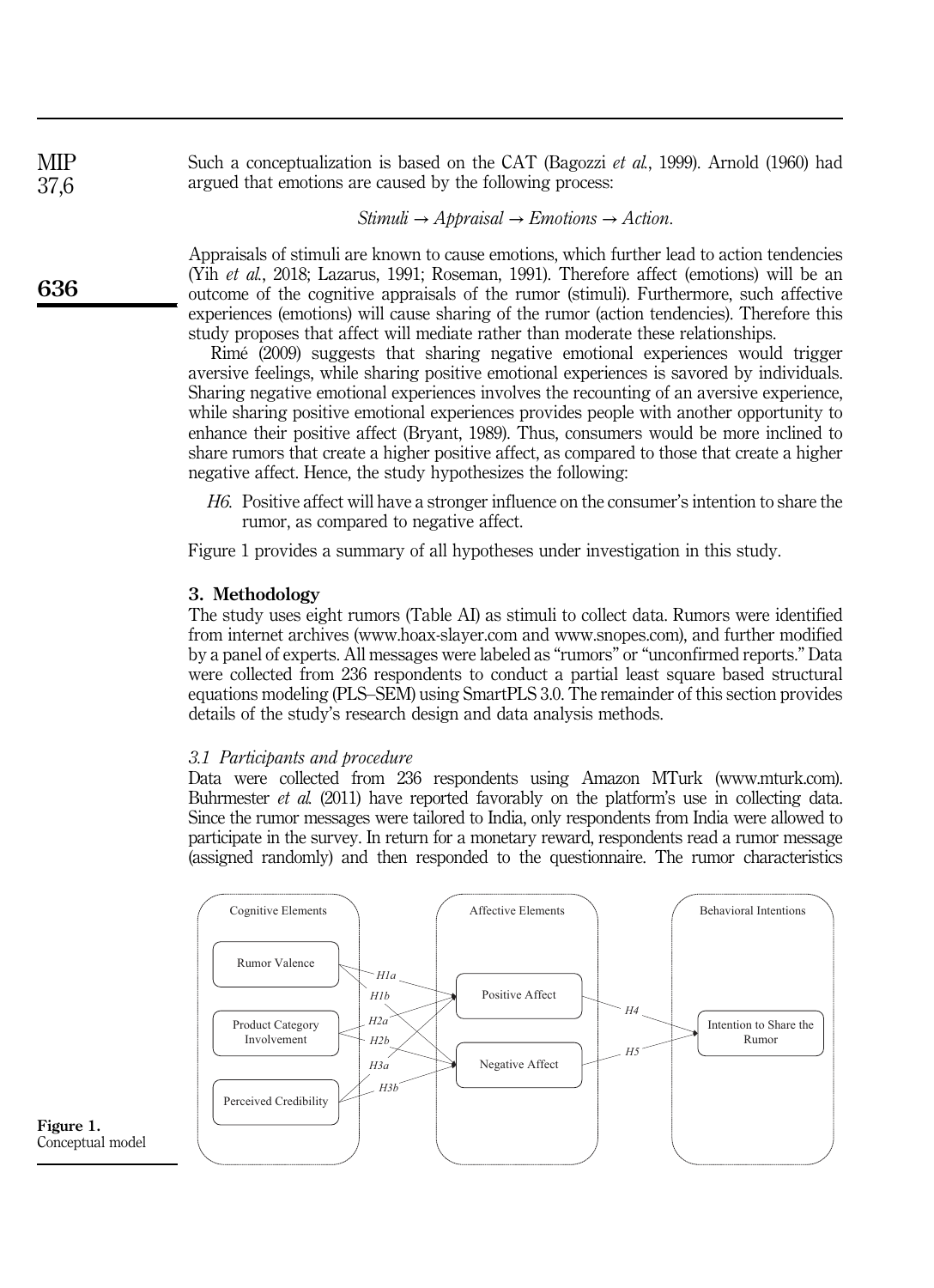Such a conceptualization is based on the CAT (Bagozzi *et al.*, 1999). Arnold (1960) had argued that emotions are caused by the following process:

$$Stimuli \rightarrow Appraisal \rightarrow Emotions \rightarrow Action.$$

Appraisals of stimuli are known to cause emotions, which further lead to action tendencies (Yih *et al.*, 2018; Lazarus, 1991; Roseman, 1991). Therefore affect (emotions) will be an outcome of the cognitive appraisals of the rumor (stimuli). Furthermore, such affective experiences (emotions) will cause sharing of the rumor (action tendencies). Therefore this study proposes that affect will mediate rather than moderate these relationships.

Rimé (2009) suggests that sharing negative emotional experiences would trigger aversive feelings, while sharing positive emotional experiences is savored by individuals. Sharing negative emotional experiences involves the recounting of an aversive experience, while sharing positive emotional experiences provides people with another opportunity to enhance their positive affect (Bryant, 1989). Thus, consumers would be more inclined to share rumors that create a higher positive affect, as compared to those that create a higher negative affect. Hence, the study hypothesizes the following:

> *H6*. Positive affect will have a stronger influence on the consumer's intention to share the rumor, as compared to negative affect.

Figure 1 provides a summary of all hypotheses under investigation in this study.

## 3. Methodology

The study uses eight rumors (Table AI) as stimuli to collect data. Rumors were identified from internet archives (www.hoax-slayer.com and www.snopes.com), and further modified by a panel of experts. All messages were labeled as "rumors" or "unconfirmed reports." Data were collected from 236 respondents to conduct a partial least square based structural equations modeling (PLS–SEM) using SmartPLS 3.0. The remainder of this section provides details of the study's research design and data analysis methods.

### *3.1 Participants and procedure*

Data were collected from 236 respondents using Amazon MTurk (www.mturk.com). Buhrmester *et al.* (2011) have reported favorably on the platform's use in collecting data. Since the rumor messages were tailored to India, only respondents from India were allowed to participate in the survey. In return for a monetary reward, respondents read a rumor message (assigned randomly) and then responded to the questionnaire. The rumor characteristics

Cognitive Elements: Rumor Valence; Product Category Involvement; Perceived Credibility
Affective Elements: Positive Affect; Negative Affect
Behavioral Intentions: Intention to Share the Rumor
Paths: H1a, H1b, H2a, H2b, H3a, H3b, H4, H5

**Figure 1.** Conceptual model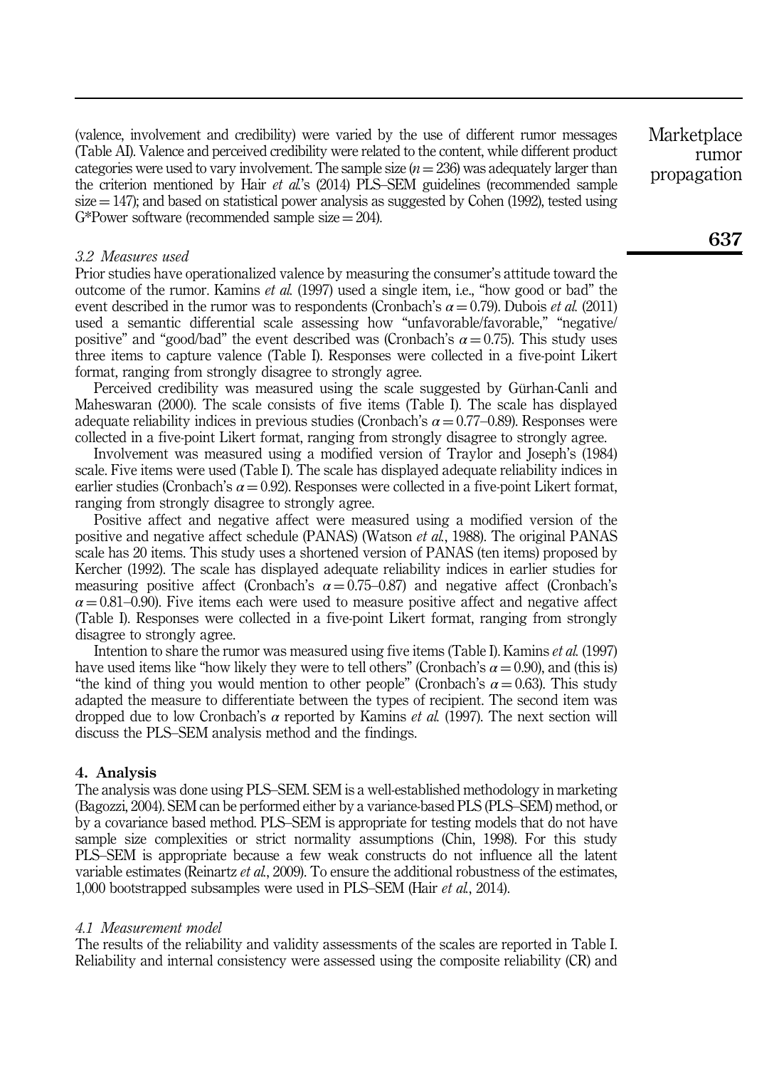(valence, involvement and credibility) were varied by the use of different rumor messages (Table AI). Valence and perceived credibility were related to the content, while different product categories were used to vary involvement. The sample size ($n = 236$) was adequately larger than the criterion mentioned by Hair *et al.*'s (2014) PLS–SEM guidelines (recommended sample size = 147); and based on statistical power analysis as suggested by Cohen (1992), tested using G*Power software (recommended sample size = 204).

### 3.2 Measures used

Prior studies have operationalized valence by measuring the consumer's attitude toward the outcome of the rumor. Kamins *et al.* (1997) used a single item, i.e., "how good or bad" the event described in the rumor was to respondents (Cronbach's $\alpha = 0.79$). Dubois *et al.* (2011) used a semantic differential scale assessing how "unfavorable/favorable," "negative/positive" and "good/bad" the event described was (Cronbach's $\alpha = 0.75$). This study uses three items to capture valence (Table I). Responses were collected in a five-point Likert format, ranging from strongly disagree to strongly agree.

Perceived credibility was measured using the scale suggested by Gürhan-Canli and Maheswaran (2000). The scale consists of five items (Table I). The scale has displayed adequate reliability indices in previous studies (Cronbach's $\alpha = 0.77$–$0.89$). Responses were collected in a five-point Likert format, ranging from strongly disagree to strongly agree.

Involvement was measured using a modified version of Traylor and Joseph's (1984) scale. Five items were used (Table I). The scale has displayed adequate reliability indices in earlier studies (Cronbach's $\alpha = 0.92$). Responses were collected in a five-point Likert format, ranging from strongly disagree to strongly agree.

Positive affect and negative affect were measured using a modified version of the positive and negative affect schedule (PANAS) (Watson *et al.*, 1988). The original PANAS scale has 20 items. This study uses a shortened version of PANAS (ten items) proposed by Kercher (1992). The scale has displayed adequate reliability indices in earlier studies for measuring positive affect (Cronbach's $\alpha = 0.75$–$0.87$) and negative affect (Cronbach's $\alpha = 0.81$–$0.90$). Five items each were used to measure positive affect and negative affect (Table I). Responses were collected in a five-point Likert format, ranging from strongly disagree to strongly agree.

Intention to share the rumor was measured using five items (Table I). Kamins *et al.* (1997) have used items like "how likely they were to tell others" (Cronbach's $\alpha = 0.90$), and (this is) "the kind of thing you would mention to other people" (Cronbach's $\alpha = 0.63$). This study adapted the measure to differentiate between the types of recipient. The second item was dropped due to low Cronbach's $\alpha$ reported by Kamins *et al.* (1997). The next section will discuss the PLS–SEM analysis method and the findings.

## 4. Analysis

The analysis was done using PLS–SEM. SEM is a well-established methodology in marketing (Bagozzi, 2004). SEM can be performed either by a variance-based PLS (PLS–SEM) method, or by a covariance based method. PLS–SEM is appropriate for testing models that do not have sample size complexities or strict normality assumptions (Chin, 1998). For this study PLS–SEM is appropriate because a few weak constructs do not influence all the latent variable estimates (Reinartz *et al.*, 2009). To ensure the additional robustness of the estimates, 1,000 bootstrapped subsamples were used in PLS–SEM (Hair *et al.*, 2014).

### 4.1 Measurement model

The results of the reliability and validity assessments of the scales are reported in Table I. Reliability and internal consistency were assessed using the composite reliability (CR) and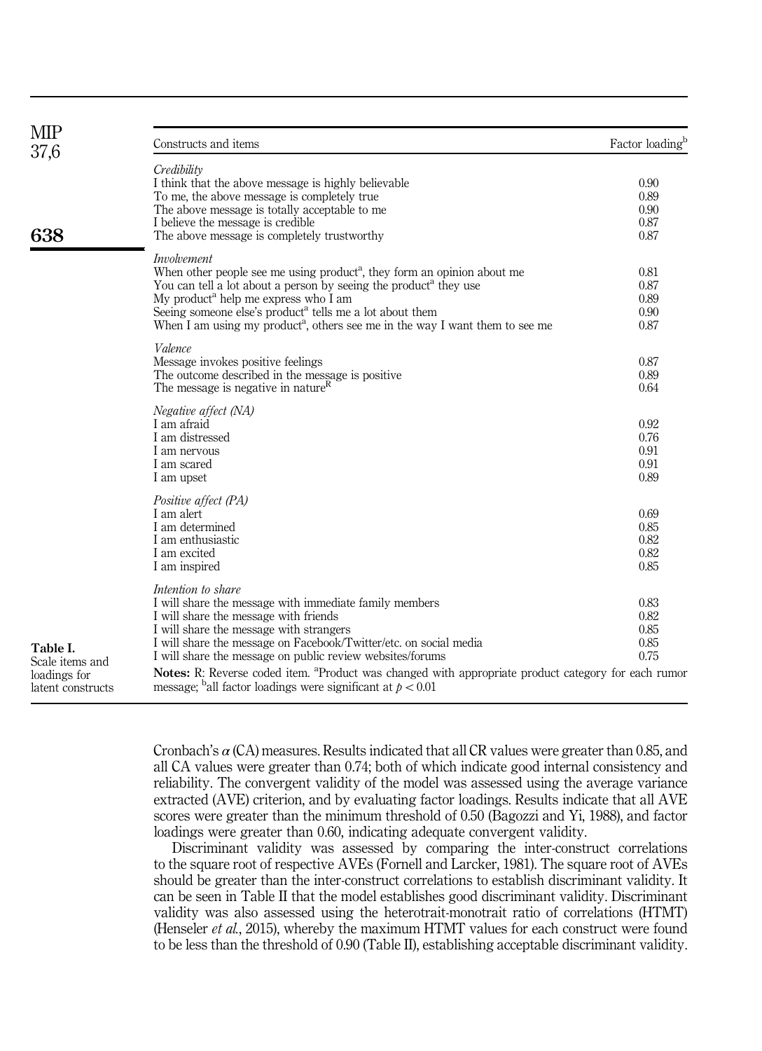**Table I.** Scale items and loadings for latent constructs

| Constructs and items | Factor loading[b] |
|---|---|
| *Credibility* | |
| I think that the above message is highly believable | 0.90 |
| To me, the above message is completely true | 0.89 |
| The above message is totally acceptable to me | 0.90 |
| I believe the message is credible | 0.87 |
| The above message is completely trustworthy | 0.87 |
| *Involvement* | |
| When other people see me using product[a], they form an opinion about me | 0.81 |
| You can tell a lot about a person by seeing the product[a] they use | 0.87 |
| My product[a] help me express who I am | 0.89 |
| Seeing someone else's product[a] tells me a lot about them | 0.90 |
| When I am using my product[a], others see me in the way I want them to see me | 0.87 |
| *Valence* | |
| Message invokes positive feelings | 0.87 |
| The outcome described in the message is positive | 0.89 |
| The message is negative in nature[R] | 0.64 |
| *Negative affect (NA)* | |
| I am afraid | 0.92 |
| I am distressed | 0.76 |
| I am nervous | 0.91 |
| I am scared | 0.91 |
| I am upset | 0.89 |
| *Positive affect (PA)* | |
| I am alert | 0.69 |
| I am determined | 0.85 |
| I am enthusiastic | 0.82 |
| I am excited | 0.82 |
| I am inspired | 0.85 |
| *Intention to share* | |
| I will share the message with immediate family members | 0.83 |
| I will share the message with friends | 0.82 |
| I will share the message with strangers | 0.85 |
| I will share the message on Facebook/Twitter/etc. on social media | 0.85 |
| I will share the message on public review websites/forums | 0.75 |

**Notes:** R: Reverse coded item. [a]Product was changed with appropriate product category for each rumor message; [b]all factor loadings were significant at $p < 0.01$

Cronbach's $\alpha$ (CA) measures. Results indicated that all CR values were greater than 0.85, and all CA values were greater than 0.74; both of which indicate good internal consistency and reliability. The convergent validity of the model was assessed using the average variance extracted (AVE) criterion, and by evaluating factor loadings. Results indicate that all AVE scores were greater than the minimum threshold of 0.50 (Bagozzi and Yi, 1988), and factor loadings were greater than 0.60, indicating adequate convergent validity.

Discriminant validity was assessed by comparing the inter-construct correlations to the square root of respective AVEs (Fornell and Larcker, 1981). The square root of AVEs should be greater than the inter-construct correlations to establish discriminant validity. It can be seen in Table II that the model establishes good discriminant validity. Discriminant validity was also assessed using the heterotrait-monotrait ratio of correlations (HTMT) (Henseler *et al.*, 2015), whereby the maximum HTMT values for each construct were found to be less than the threshold of 0.90 (Table II), establishing acceptable discriminant validity.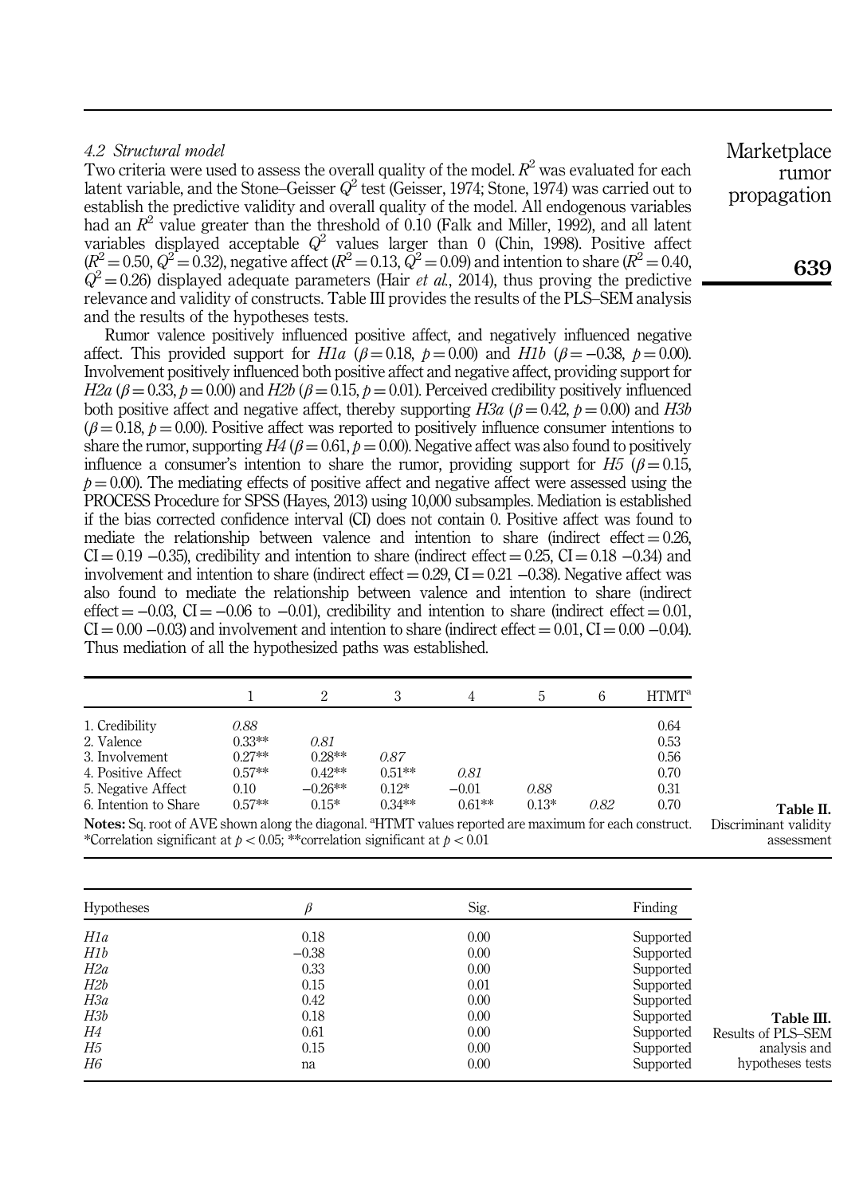### 4.2 Structural model

Two criteria were used to assess the overall quality of the model. $R^2$ was evaluated for each latent variable, and the Stone–Geisser $Q^2$ test (Geisser, 1974; Stone, 1974) was carried out to establish the predictive validity and overall quality of the model. All endogenous variables had an $R^2$ value greater than the threshold of 0.10 (Falk and Miller, 1992), and all latent variables displayed acceptable $Q^2$ values larger than 0 (Chin, 1998). Positive affect ($R^2 = 0.50$, $Q^2 = 0.32$), negative affect ($R^2 = 0.13$, $Q^2 = 0.09$) and intention to share ($R^2 = 0.40$, $Q^2 = 0.26$) displayed adequate parameters (Hair *et al.*, 2014), thus proving the predictive relevance and validity of constructs. Table III provides the results of the PLS–SEM analysis and the results of the hypotheses tests.

Rumor valence positively influenced positive affect, and negatively influenced negative affect. This provided support for *H1a* ($\beta = 0.18$, $p = 0.00$) and *H1b* ($\beta = -0.38$, $p = 0.00$). Involvement positively influenced both positive affect and negative affect, providing support for *H2a* ($\beta = 0.33$, $p = 0.00$) and *H2b* ($\beta = 0.15$, $p = 0.01$). Perceived credibility positively influenced both positive affect and negative affect, thereby supporting *H3a* ($\beta = 0.42$, $p = 0.00$) and *H3b* ($\beta = 0.18$, $p = 0.00$). Positive affect was reported to positively influence consumer intentions to share the rumor, supporting *H4* ($\beta = 0.61$, $p = 0.00$). Negative affect was also found to positively influence a consumer's intention to share the rumor, providing support for *H5* ($\beta = 0.15$, $p = 0.00$). The mediating effects of positive affect and negative affect were assessed using the PROCESS Procedure for SPSS (Hayes, 2013) using 10,000 subsamples. Mediation is established if the bias corrected confidence interval (CI) does not contain 0. Positive affect was found to mediate the relationship between valence and intention to share (indirect effect = 0.26, CI = 0.19 −0.35), credibility and intention to share (indirect effect = 0.25, CI = 0.18 −0.34) and involvement and intention to share (indirect effect = 0.29, CI = 0.21 −0.38). Negative affect was also found to mediate the relationship between valence and intention to share (indirect effect = −0.03, CI = −0.06 to −0.01), credibility and intention to share (indirect effect = 0.01, CI = 0.00 −0.03) and involvement and intention to share (indirect effect = 0.01, CI = 0.00 −0.04). Thus mediation of all the hypothesized paths was established.

**Table II.** Discriminant validity assessment

| | 1 | 2 | 3 | 4 | 5 | 6 | HTMT[a] |
|---|---|---|---|---|---|---|---|
| 1. Credibility | *0.88* | | | | | | 0.64 |
| 2. Valence | 0.33** | *0.81* | | | | | 0.53 |
| 3. Involvement | 0.27** | 0.28** | *0.87* | | | | 0.56 |
| 4. Positive Affect | 0.57** | 0.42** | 0.51** | *0.81* | | | 0.70 |
| 5. Negative Affect | 0.10 | −0.26** | 0.12* | −0.01 | *0.88* | | 0.31 |
| 6. Intention to Share | 0.57** | 0.15* | 0.34** | 0.61** | 0.13* | *0.82* | 0.70 |

**Notes:** Sq. root of AVE shown along the diagonal. [a]HTMT values reported are maximum for each construct. *Correlation significant at $p < 0.05$; **correlation significant at $p < 0.01$

**Table III.** Results of PLS–SEM analysis and hypotheses tests

| Hypotheses | $\beta$ | Sig. | Finding |
|---|---|---|---|
| *H1a* | 0.18 | 0.00 | Supported |
| *H1b* | −0.38 | 0.00 | Supported |
| *H2a* | 0.33 | 0.00 | Supported |
| *H2b* | 0.15 | 0.01 | Supported |
| *H3a* | 0.42 | 0.00 | Supported |
| *H3b* | 0.18 | 0.00 | Supported |
| *H4* | 0.61 | 0.00 | Supported |
| *H5* | 0.15 | 0.00 | Supported |
| *H6* | na | 0.00 | Supported |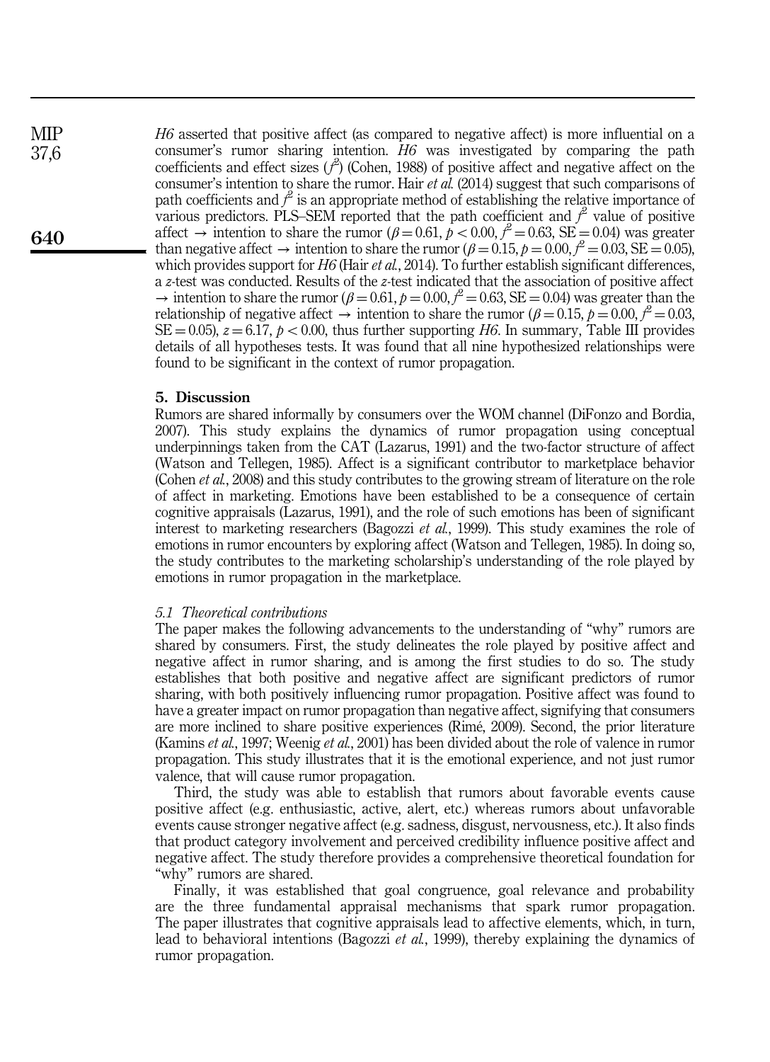*H6* asserted that positive affect (as compared to negative affect) is more influential on a consumer's rumor sharing intention. *H6* was investigated by comparing the path coefficients and effect sizes ($f^2$) (Cohen, 1988) of positive affect and negative affect on the consumer's intention to share the rumor. Hair *et al.* (2014) suggest that such comparisons of path coefficients and $f^2$ is an appropriate method of establishing the relative importance of various predictors. PLS–SEM reported that the path coefficient and $f^2$ value of positive affect → intention to share the rumor ($\beta = 0.61$, $p < 0.00$, $f^2 = 0.63$, $SE = 0.04$) was greater than negative affect → intention to share the rumor ($\beta = 0.15$, $p = 0.00$, $f^2 = 0.03$, $SE = 0.05$), which provides support for *H6* (Hair *et al.*, 2014). To further establish significant differences, a *z*-test was conducted. Results of the *z*-test indicated that the association of positive affect → intention to share the rumor ($\beta = 0.61$, $p = 0.00$, $f^2 = 0.63$, $SE = 0.04$) was greater than the relationship of negative affect → intention to share the rumor ($\beta = 0.15$, $p = 0.00$, $f^2 = 0.03$, $SE = 0.05$), $z = 6.17$, $p < 0.00$, thus further supporting *H6*. In summary, Table III provides details of all hypotheses tests. It was found that all nine hypothesized relationships were found to be significant in the context of rumor propagation.

## 5. Discussion

Rumors are shared informally by consumers over the WOM channel (DiFonzo and Bordia, 2007). This study explains the dynamics of rumor propagation using conceptual underpinnings taken from the CAT (Lazarus, 1991) and the two-factor structure of affect (Watson and Tellegen, 1985). Affect is a significant contributor to marketplace behavior (Cohen *et al.*, 2008) and this study contributes to the growing stream of literature on the role of affect in marketing. Emotions have been established to be a consequence of certain cognitive appraisals (Lazarus, 1991), and the role of such emotions has been of significant interest to marketing researchers (Bagozzi *et al.*, 1999). This study examines the role of emotions in rumor encounters by exploring affect (Watson and Tellegen, 1985). In doing so, the study contributes to the marketing scholarship's understanding of the role played by emotions in rumor propagation in the marketplace.

### *5.1 Theoretical contributions*

The paper makes the following advancements to the understanding of "why" rumors are shared by consumers. First, the study delineates the role played by positive affect and negative affect in rumor sharing, and is among the first studies to do so. The study establishes that both positive and negative affect are significant predictors of rumor sharing, with both positively influencing rumor propagation. Positive affect was found to have a greater impact on rumor propagation than negative affect, signifying that consumers are more inclined to share positive experiences (Rimé, 2009). Second, the prior literature (Kamins *et al.*, 1997; Weenig *et al.*, 2001) has been divided about the role of valence in rumor propagation. This study illustrates that it is the emotional experience, and not just rumor valence, that will cause rumor propagation.

Third, the study was able to establish that rumors about favorable events cause positive affect (e.g. enthusiastic, active, alert, etc.) whereas rumors about unfavorable events cause stronger negative affect (e.g. sadness, disgust, nervousness, etc.). It also finds that product category involvement and perceived credibility influence positive affect and negative affect. The study therefore provides a comprehensive theoretical foundation for "why" rumors are shared.

Finally, it was established that goal congruence, goal relevance and probability are the three fundamental appraisal mechanisms that spark rumor propagation. The paper illustrates that cognitive appraisals lead to affective elements, which, in turn, lead to behavioral intentions (Bagozzi *et al.*, 1999), thereby explaining the dynamics of rumor propagation.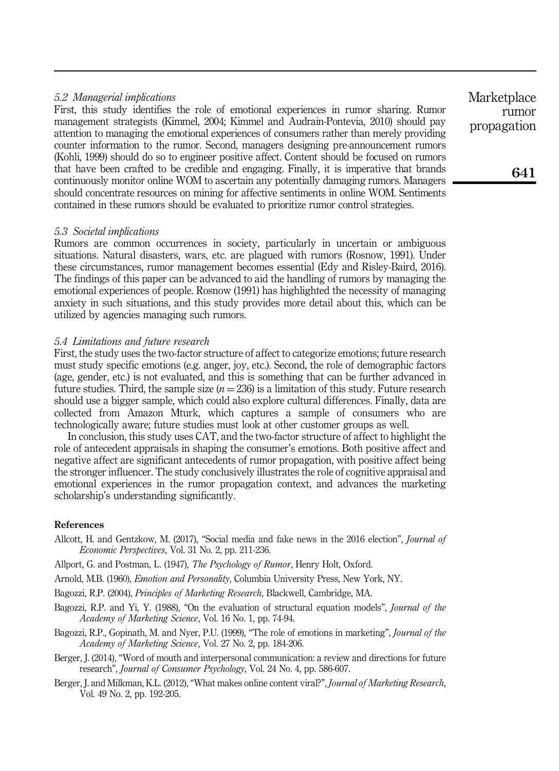### 5.2 Managerial implications

First, this study identifies the role of emotional experiences in rumor sharing. Rumor management strategists (Kimmel, 2004; Kimmel and Audrain-Pontevia, 2010) should pay attention to managing the emotional experiences of consumers rather than merely providing counter information to the rumor. Second, managers designing pre-announcement rumors (Kohli, 1999) should do so to engineer positive affect. Content should be focused on rumors that have been crafted to be credible and engaging. Finally, it is imperative that brands continuously monitor online WOM to ascertain any potentially damaging rumors. Managers should concentrate resources on mining for affective sentiments in online WOM. Sentiments contained in these rumors should be evaluated to prioritize rumor control strategies.

### 5.3 Societal implications

Rumors are common occurrences in society, particularly in uncertain or ambiguous situations. Natural disasters, wars, etc. are plagued with rumors (Rosnow, 1991). Under these circumstances, rumor management becomes essential (Edy and Risley-Baird, 2016). The findings of this paper can be advanced to aid the handling of rumors by managing the emotional experiences of people. Rosnow (1991) has highlighted the necessity of managing anxiety in such situations, and this study provides more detail about this, which can be utilized by agencies managing such rumors.

### 5.4 Limitations and future research

First, the study uses the two-factor structure of affect to categorize emotions; future research must study specific emotions (e.g. anger, joy, etc.). Second, the role of demographic factors (age, gender, etc.) is not evaluated, and this is something that can be further advanced in future studies. Third, the sample size ($n = 236$) is a limitation of this study. Future research should use a bigger sample, which could also explore cultural differences. Finally, data are collected from Amazon Mturk, which captures a sample of consumers who are technologically aware; future studies must look at other customer groups as well.

In conclusion, this study uses CAT, and the two-factor structure of affect to highlight the role of antecedent appraisals in shaping the consumer's emotions. Both positive affect and negative affect are significant antecedents of rumor propagation, with positive affect being the stronger influencer. The study conclusively illustrates the role of cognitive appraisal and emotional experiences in the rumor propagation context, and advances the marketing scholarship's understanding significantly.

## References

Allcott, H. and Gentzkow, M. (2017), "Social media and fake news in the 2016 election", *Journal of Economic Perspectives*, Vol. 31 No. 2, pp. 211-236.

Allport, G. and Postman, L. (1947), *The Psychology of Rumor*, Henry Holt, Oxford.

Arnold, M.B. (1960), *Emotion and Personality*, Columbia University Press, New York, NY.

Bagozzi, R.P. (2004), *Principles of Marketing Research*, Blackwell, Cambridge, MA.

Bagozzi, R.P. and Yi, Y. (1988), "On the evaluation of structural equation models", *Journal of the Academy of Marketing Science*, Vol. 16 No. 1, pp. 74-94.

Bagozzi, R.P., Gopinath, M. and Nyer, P.U. (1999), "The role of emotions in marketing", *Journal of the Academy of Marketing Science*, Vol. 27 No. 2, pp. 184-206.

Berger, J. (2014), "Word of mouth and interpersonal communication: a review and directions for future research", *Journal of Consumer Psychology*, Vol. 24 No. 4, pp. 586-607.

Berger, J. and Milkman, K.L. (2012), "What makes online content viral?", *Journal of Marketing Research*, Vol. 49 No. 2, pp. 192-205.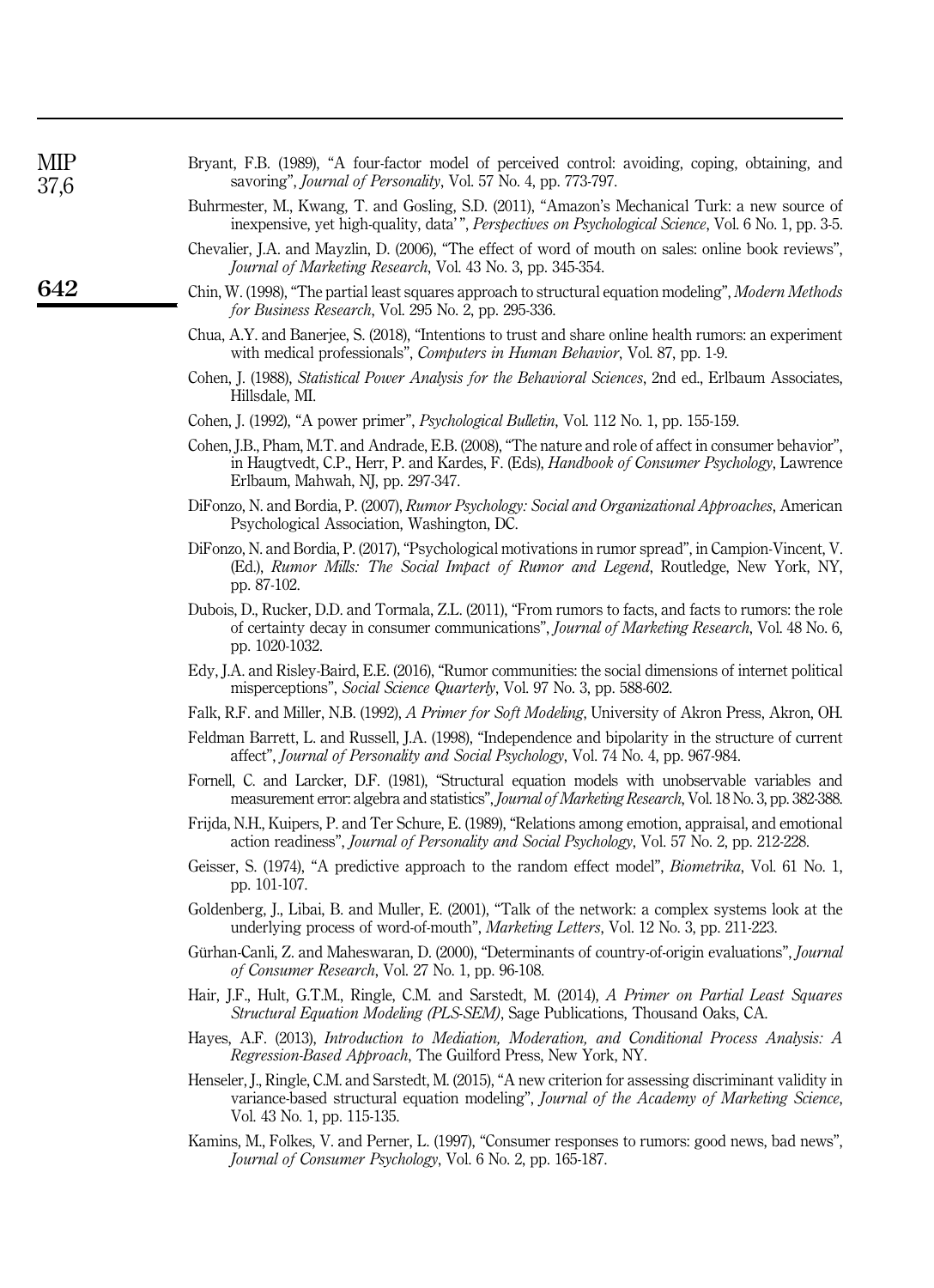Bryant, F.B. (1989), "A four-factor model of perceived control: avoiding, coping, obtaining, and savoring", *Journal of Personality*, Vol. 57 No. 4, pp. 773-797.

Buhrmester, M., Kwang, T. and Gosling, S.D. (2011), "Amazon's Mechanical Turk: a new source of inexpensive, yet high-quality, data'", *Perspectives on Psychological Science*, Vol. 6 No. 1, pp. 3-5.

Chevalier, J.A. and Mayzlin, D. (2006), "The effect of word of mouth on sales: online book reviews", *Journal of Marketing Research*, Vol. 43 No. 3, pp. 345-354.

Chin, W. (1998), "The partial least squares approach to structural equation modeling", *Modern Methods for Business Research*, Vol. 295 No. 2, pp. 295-336.

Chua, A.Y. and Banerjee, S. (2018), "Intentions to trust and share online health rumors: an experiment with medical professionals", *Computers in Human Behavior*, Vol. 87, pp. 1-9.

Cohen, J. (1988), *Statistical Power Analysis for the Behavioral Sciences*, 2nd ed., Erlbaum Associates, Hillsdale, MI.

Cohen, J. (1992), "A power primer", *Psychological Bulletin*, Vol. 112 No. 1, pp. 155-159.

Cohen, J.B., Pham, M.T. and Andrade, E.B. (2008), "The nature and role of affect in consumer behavior", in Haugtvedt, C.P., Herr, P. and Kardes, F. (Eds), *Handbook of Consumer Psychology*, Lawrence Erlbaum, Mahwah, NJ, pp. 297-347.

DiFonzo, N. and Bordia, P. (2007), *Rumor Psychology: Social and Organizational Approaches*, American Psychological Association, Washington, DC.

DiFonzo, N. and Bordia, P. (2017), "Psychological motivations in rumor spread", in Campion-Vincent, V. (Ed.), *Rumor Mills: The Social Impact of Rumor and Legend*, Routledge, New York, NY, pp. 87-102.

Dubois, D., Rucker, D.D. and Tormala, Z.L. (2011), "From rumors to facts, and facts to rumors: the role of certainty decay in consumer communications", *Journal of Marketing Research*, Vol. 48 No. 6, pp. 1020-1032.

Edy, J.A. and Risley-Baird, E.E. (2016), "Rumor communities: the social dimensions of internet political misperceptions", *Social Science Quarterly*, Vol. 97 No. 3, pp. 588-602.

Falk, R.F. and Miller, N.B. (1992), *A Primer for Soft Modeling*, University of Akron Press, Akron, OH.

Feldman Barrett, L. and Russell, J.A. (1998), "Independence and bipolarity in the structure of current affect", *Journal of Personality and Social Psychology*, Vol. 74 No. 4, pp. 967-984.

Fornell, C. and Larcker, D.F. (1981), "Structural equation models with unobservable variables and measurement error: algebra and statistics", *Journal of Marketing Research*, Vol. 18 No. 3, pp. 382-388.

Frijda, N.H., Kuipers, P. and Ter Schure, E. (1989), "Relations among emotion, appraisal, and emotional action readiness", *Journal of Personality and Social Psychology*, Vol. 57 No. 2, pp. 212-228.

Geisser, S. (1974), "A predictive approach to the random effect model", *Biometrika*, Vol. 61 No. 1, pp. 101-107.

Goldenberg, J., Libai, B. and Muller, E. (2001), "Talk of the network: a complex systems look at the underlying process of word-of-mouth", *Marketing Letters*, Vol. 12 No. 3, pp. 211-223.

Gürhan-Canli, Z. and Maheswaran, D. (2000), "Determinants of country-of-origin evaluations", *Journal of Consumer Research*, Vol. 27 No. 1, pp. 96-108.

Hair, J.F., Hult, G.T.M., Ringle, C.M. and Sarstedt, M. (2014), *A Primer on Partial Least Squares Structural Equation Modeling (PLS-SEM)*, Sage Publications, Thousand Oaks, CA.

Hayes, A.F. (2013), *Introduction to Mediation, Moderation, and Conditional Process Analysis: A Regression-Based Approach*, The Guilford Press, New York, NY.

Henseler, J., Ringle, C.M. and Sarstedt, M. (2015), "A new criterion for assessing discriminant validity in variance-based structural equation modeling", *Journal of the Academy of Marketing Science*, Vol. 43 No. 1, pp. 115-135.

Kamins, M., Folkes, V. and Perner, L. (1997), "Consumer responses to rumors: good news, bad news", *Journal of Consumer Psychology*, Vol. 6 No. 2, pp. 165-187.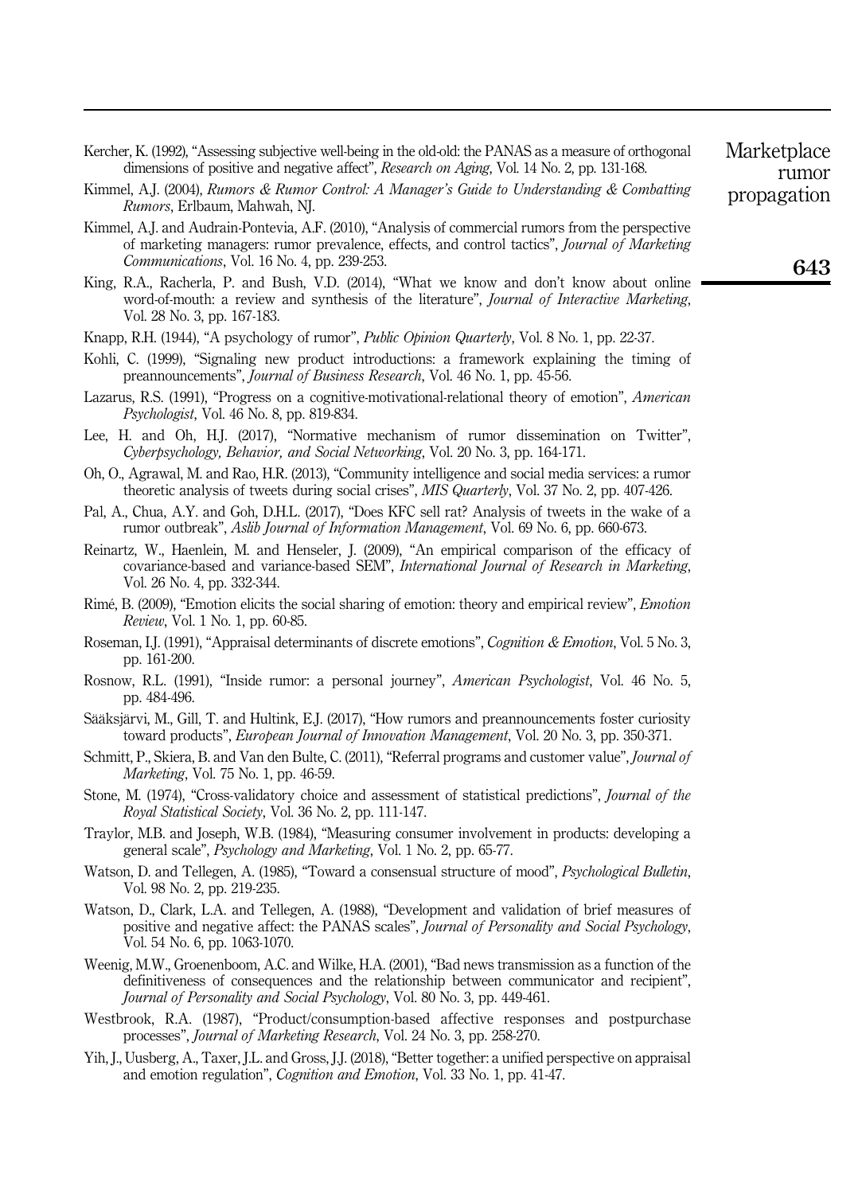Kercher, K. (1992), "Assessing subjective well-being in the old-old: the PANAS as a measure of orthogonal dimensions of positive and negative affect", *Research on Aging*, Vol. 14 No. 2, pp. 131-168.

Kimmel, A.J. (2004), *Rumors & Rumor Control: A Manager's Guide to Understanding & Combatting Rumors*, Erlbaum, Mahwah, NJ.

Kimmel, A.J. and Audrain-Pontevia, A.F. (2010), "Analysis of commercial rumors from the perspective of marketing managers: rumor prevalence, effects, and control tactics", *Journal of Marketing Communications*, Vol. 16 No. 4, pp. 239-253.

King, R.A., Racherla, P. and Bush, V.D. (2014), "What we know and don't know about online word-of-mouth: a review and synthesis of the literature", *Journal of Interactive Marketing*, Vol. 28 No. 3, pp. 167-183.

Knapp, R.H. (1944), "A psychology of rumor", *Public Opinion Quarterly*, Vol. 8 No. 1, pp. 22-37.

Kohli, C. (1999), "Signaling new product introductions: a framework explaining the timing of preannouncements", *Journal of Business Research*, Vol. 46 No. 1, pp. 45-56.

Lazarus, R.S. (1991), "Progress on a cognitive-motivational-relational theory of emotion", *American Psychologist*, Vol. 46 No. 8, pp. 819-834.

Lee, H. and Oh, H.J. (2017), "Normative mechanism of rumor dissemination on Twitter", *Cyberpsychology, Behavior, and Social Networking*, Vol. 20 No. 3, pp. 164-171.

Oh, O., Agrawal, M. and Rao, H.R. (2013), "Community intelligence and social media services: a rumor theoretic analysis of tweets during social crises", *MIS Quarterly*, Vol. 37 No. 2, pp. 407-426.

Pal, A., Chua, A.Y. and Goh, D.H.L. (2017), "Does KFC sell rat? Analysis of tweets in the wake of a rumor outbreak", *Aslib Journal of Information Management*, Vol. 69 No. 6, pp. 660-673.

Reinartz, W., Haenlein, M. and Henseler, J. (2009), "An empirical comparison of the efficacy of covariance-based and variance-based SEM", *International Journal of Research in Marketing*, Vol. 26 No. 4, pp. 332-344.

Rimé, B. (2009), "Emotion elicits the social sharing of emotion: theory and empirical review", *Emotion Review*, Vol. 1 No. 1, pp. 60-85.

Roseman, I.J. (1991), "Appraisal determinants of discrete emotions", *Cognition & Emotion*, Vol. 5 No. 3, pp. 161-200.

Rosnow, R.L. (1991), "Inside rumor: a personal journey", *American Psychologist*, Vol. 46 No. 5, pp. 484-496.

Sääksjärvi, M., Gill, T. and Hultink, E.J. (2017), "How rumors and preannouncements foster curiosity toward products", *European Journal of Innovation Management*, Vol. 20 No. 3, pp. 350-371.

Schmitt, P., Skiera, B. and Van den Bulte, C. (2011), "Referral programs and customer value", *Journal of Marketing*, Vol. 75 No. 1, pp. 46-59.

Stone, M. (1974), "Cross-validatory choice and assessment of statistical predictions", *Journal of the Royal Statistical Society*, Vol. 36 No. 2, pp. 111-147.

Traylor, M.B. and Joseph, W.B. (1984), "Measuring consumer involvement in products: developing a general scale", *Psychology and Marketing*, Vol. 1 No. 2, pp. 65-77.

Watson, D. and Tellegen, A. (1985), "Toward a consensual structure of mood", *Psychological Bulletin*, Vol. 98 No. 2, pp. 219-235.

Watson, D., Clark, L.A. and Tellegen, A. (1988), "Development and validation of brief measures of positive and negative affect: the PANAS scales", *Journal of Personality and Social Psychology*, Vol. 54 No. 6, pp. 1063-1070.

Weenig, M.W., Groenenboom, A.C. and Wilke, H.A. (2001), "Bad news transmission as a function of the definitiveness of consequences and the relationship between communicator and recipient", *Journal of Personality and Social Psychology*, Vol. 80 No. 3, pp. 449-461.

Westbrook, R.A. (1987), "Product/consumption-based affective responses and postpurchase processes", *Journal of Marketing Research*, Vol. 24 No. 3, pp. 258-270.

Yih, J., Uusberg, A., Taxer, J.L. and Gross, J.J. (2018), "Better together: a unified perspective on appraisal and emotion regulation", *Cognition and Emotion*, Vol. 33 No. 1, pp. 41-47.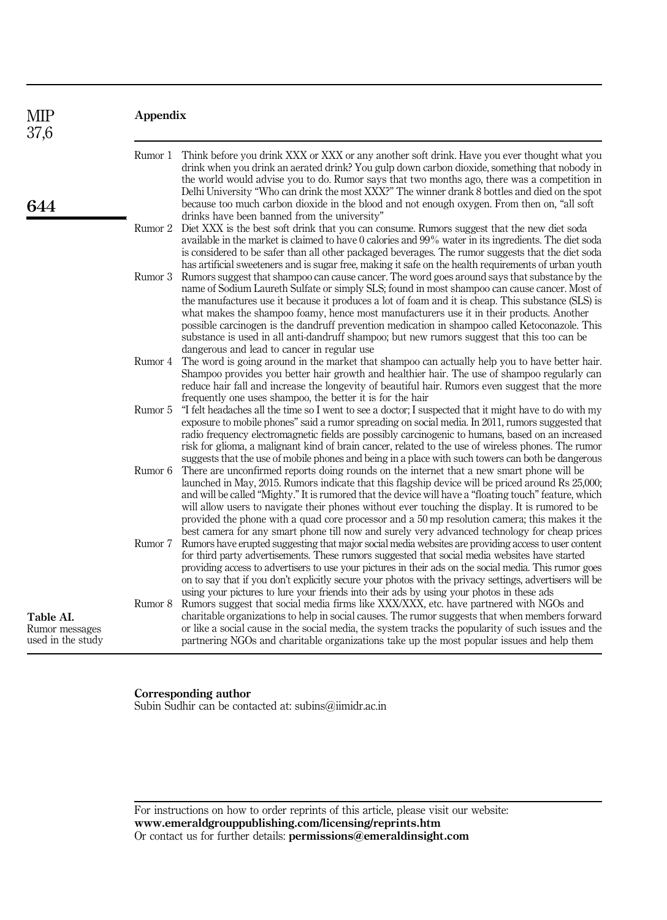## Appendix

Table AI. Rumor messages used in the study

| | |
|---|---|
| Rumor 1 | Think before you drink XXX or XXX or any another soft drink. Have you ever thought what you drink when you drink an aerated drink? You gulp down carbon dioxide, something that nobody in the world would advise you to do. Rumor says that two months ago, there was a competition in Delhi University "Who can drink the most XXX?" The winner drank 8 bottles and died on the spot because too much carbon dioxide in the blood and not enough oxygen. From then on, "all soft drinks have been banned from the university" |
| Rumor 2 | Diet XXX is the best soft drink that you can consume. Rumors suggest that the new diet soda available in the market is claimed to have 0 calories and 99% water in its ingredients. The diet soda is considered to be safer than all other packaged beverages. The rumor suggests that the diet soda has artificial sweeteners and is sugar free, making it safe on the health requirements of urban youth |
| Rumor 3 | Rumors suggest that shampoo can cause cancer. The word goes around says that substance by the name of Sodium Laureth Sulfate or simply SLS; found in most shampoo can cause cancer. Most of the manufactures use it because it produces a lot of foam and it is cheap. This substance (SLS) is what makes the shampoo foamy, hence most manufacturers use it in their products. Another possible carcinogen is the dandruff prevention medication in shampoo called Ketoconazole. This substance is used in all anti-dandruff shampoo; but new rumors suggest that this too can be dangerous and lead to cancer in regular use |
| Rumor 4 | The word is going around in the market that shampoo can actually help you to have better hair. Shampoo provides you better hair growth and healthier hair. The use of shampoo regularly can reduce hair fall and increase the longevity of beautiful hair. Rumors even suggest that the more frequently one uses shampoo, the better it is for the hair |
| Rumor 5 | "I felt headaches all the time so I went to see a doctor; I suspected that it might have to do with my exposure to mobile phones" said a rumor spreading on social media. In 2011, rumors suggested that radio frequency electromagnetic fields are possibly carcinogenic to humans, based on an increased risk for glioma, a malignant kind of brain cancer, related to the use of wireless phones. The rumor suggests that the use of mobile phones and being in a place with such towers can both be dangerous |
| Rumor 6 | There are unconfirmed reports doing rounds on the internet that a new smart phone will be launched in May, 2015. Rumors indicate that this flagship device will be priced around Rs 25,000; and will be called "Mighty." It is rumored that the device will have a "floating touch" feature, which will allow users to navigate their phones without ever touching the display. It is rumored to be provided the phone with a quad core processor and a 50 mp resolution camera; this makes it the best camera for any smart phone till now and surely very advanced technology for cheap prices |
| Rumor 7 | Rumors have erupted suggesting that major social media websites are providing access to user content for third party advertisements. These rumors suggested that social media websites have started providing access to advertisers to use your pictures in their ads on the social media. This rumor goes on to say that if you don't explicitly secure your photos with the privacy settings, advertisers will be using your pictures to lure your friends into their ads by using your photos in these ads |
| Rumor 8 | Rumors suggest that social media firms like XXX/XXX, etc. have partnered with NGOs and charitable organizations to help in social causes. The rumor suggests that when members forward or like a social cause in the social media, the system tracks the popularity of such issues and the partnering NGOs and charitable organizations take up the most popular issues and help them |

**Corresponding author**
Subin Sudhir can be contacted at: subins@iimidr.ac.in

For instructions on how to order reprints of this article, please visit our website:
**www.emeraldgrouppublishing.com/licensing/reprints.htm**
Or contact us for further details: **permissions@emeraldinsight.com**